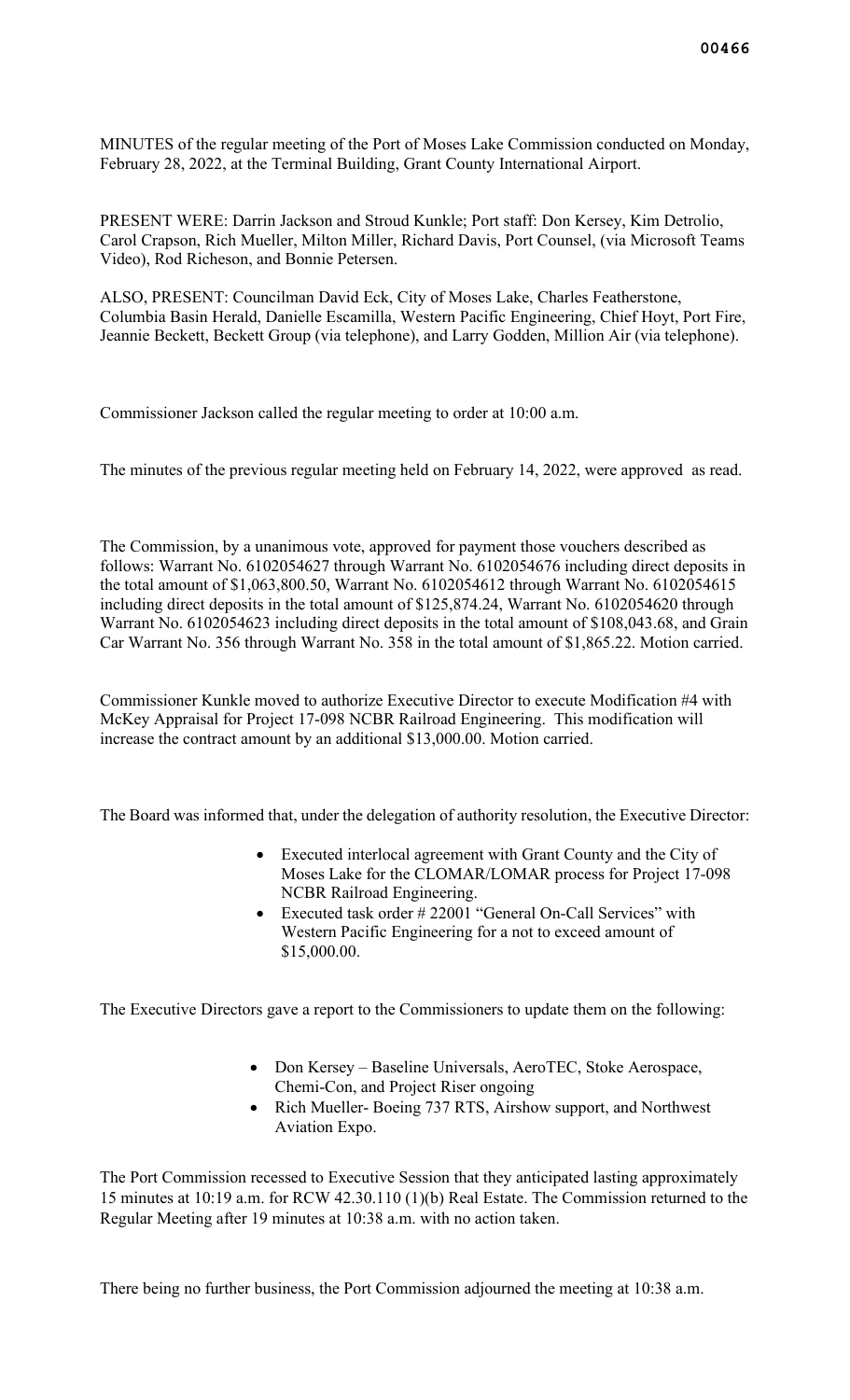MINUTES of the regular meeting of the Port of Moses Lake Commission conducted on Monday, February 28, 2022, at the Terminal Building, Grant County International Airport.

PRESENT WERE: Darrin Jackson and Stroud Kunkle; Port staff: Don Kersey, Kim Detrolio, Carol Crapson, Rich Mueller, Milton Miller, Richard Davis, Port Counsel, (via Microsoft Teams Video), Rod Richeson, and Bonnie Petersen.

ALSO, PRESENT: Councilman David Eck, City of Moses Lake, Charles Featherstone, Columbia Basin Herald, Danielle Escamilla, Western Pacific Engineering, Chief Hoyt, Port Fire, Jeannie Beckett, Beckett Group (via telephone), and Larry Godden, Million Air (via telephone).

Commissioner Jackson called the regular meeting to order at 10:00 a.m.

The minutes of the previous regular meeting held on February 14, 2022, were approved as read.

The Commission, by a unanimous vote, approved for payment those vouchers described as follows: Warrant No. 6102054627 through Warrant No. 6102054676 including direct deposits in the total amount of $1,063,800.50, Warrant No. 6102054612 through Warrant No. 6102054615 including direct deposits in the total amount of $125,874.24, Warrant No. 6102054620 through Warrant No. 6102054623 including direct deposits in the total amount of $108,043.68, and Grain Car Warrant No. 356 through Warrant No. 358 in the total amount of $1,865.22. Motion carried.

Commissioner Kunkle moved to authorize Executive Director to execute Modification #4 with McKey Appraisal for Project 17-098 NCBR Railroad Engineering. This modification will increase the contract amount by an additional $13,000.00. Motion carried.

The Board was informed that, under the delegation of authority resolution, the Executive Director:

- Executed interlocal agreement with Grant County and the City of Moses Lake for the CLOMAR/LOMAR process for Project 17-098 NCBR Railroad Engineering.
- Executed task order # 22001 "General On-Call Services" with Western Pacific Engineering for a not to exceed amount of $15,000.00.

The Executive Directors gave a report to the Commissioners to update them on the following:

- Don Kersey – Baseline Universals, AeroTEC, Stoke Aerospace, Chemi-Con, and Project Riser ongoing
- Rich Mueller- Boeing 737 RTS, Airshow support, and Northwest Aviation Expo.

The Port Commission recessed to Executive Session that they anticipated lasting approximately 15 minutes at 10:19 a.m. for RCW 42.30.110 (1)(b) Real Estate. The Commission returned to the Regular Meeting after 19 minutes at 10:38 a.m. with no action taken.

There being no further business, the Port Commission adjourned the meeting at 10:38 a.m.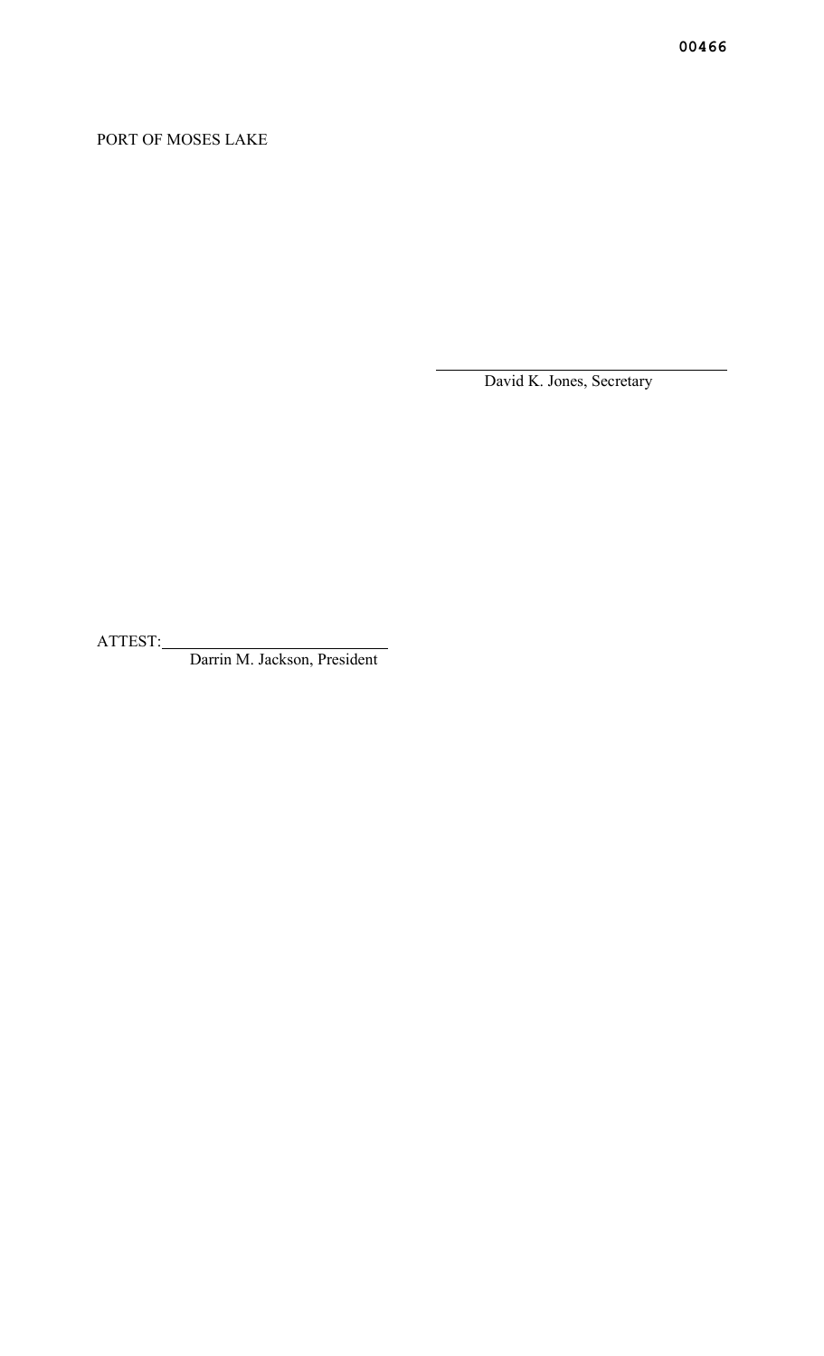PORT OF MOSES LAKE

\_\_\_\_\_\_\_\_\_\_\_\_\_\_\_\_\_\_\_\_\_\_\_\_\_\_\_\_\_\_\_\_

David K. Jones, Secretary

ATTEST:\_\_\_\_\_\_\_\_\_\_\_\_\_\_\_\_\_\_\_\_\_\_\_\_\_\_\_\_

Darrin M. Jackson, President